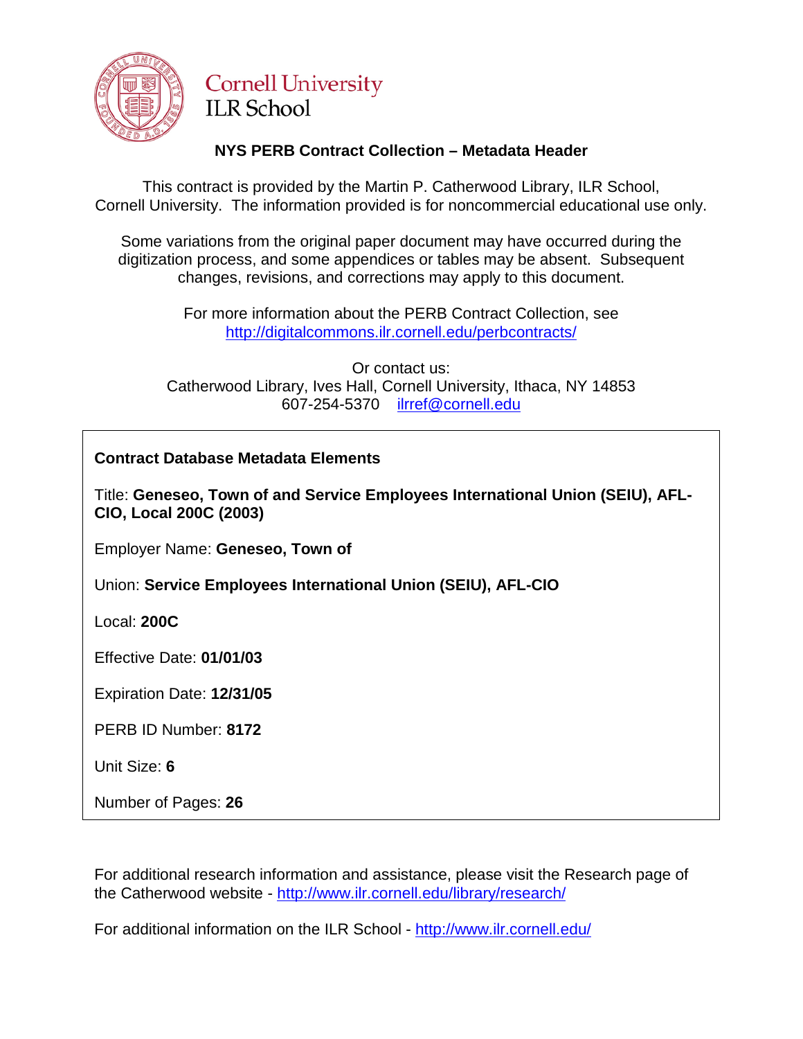Cornell University
ILR School

## NYS PERB Contract Collection – Metadata Header

This contract is provided by the Martin P. Catherwood Library, ILR School, Cornell University. The information provided is for noncommercial educational use only.

Some variations from the original paper document may have occurred during the digitization process, and some appendices or tables may be absent. Subsequent changes, revisions, and corrections may apply to this document.

For more information about the PERB Contract Collection, see http://digitalcommons.ilr.cornell.edu/perbcontracts/

Or contact us:
Catherwood Library, Ives Hall, Cornell University, Ithaca, NY 14853
607-254-5370 ilrref@cornell.edu

**Contract Database Metadata Elements**

Title: **Geneseo, Town of and Service Employees International Union (SEIU), AFL-CIO, Local 200C (2003)**

Employer Name: **Geneseo, Town of**

Union: **Service Employees International Union (SEIU), AFL-CIO**

Local: **200C**

Effective Date: **01/01/03**

Expiration Date: **12/31/05**

PERB ID Number: **8172**

Unit Size: **6**

Number of Pages: **26**

For additional research information and assistance, please visit the Research page of the Catherwood website - http://www.ilr.cornell.edu/library/research/

For additional information on the ILR School - http://www.ilr.cornell.edu/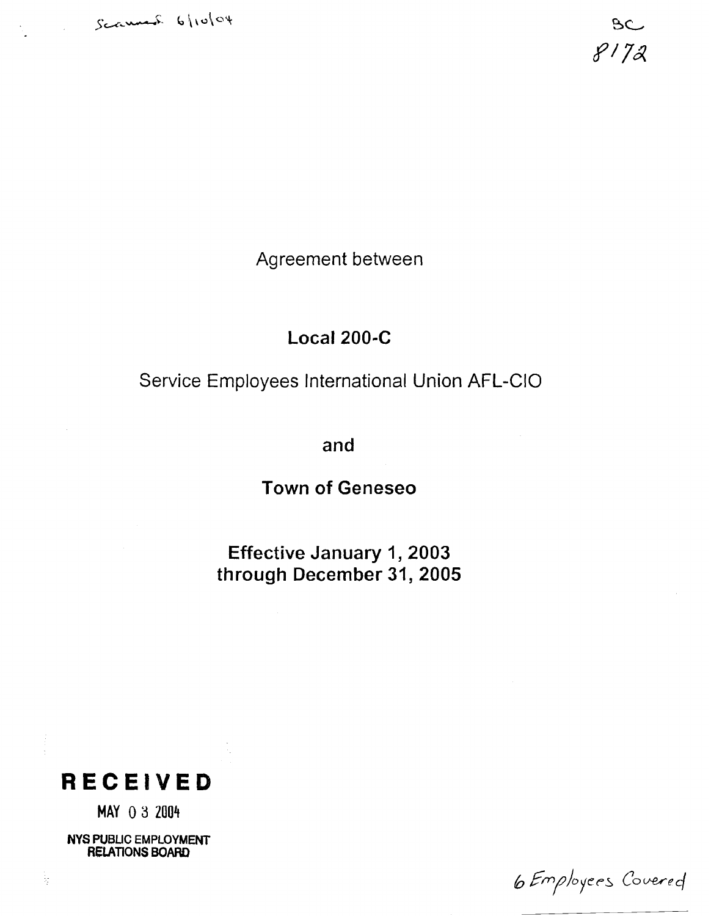Scanned 6/10/04

SC
8172

Agreement between

**Local 200-C**

Service Employees International Union AFL-CIO

**and**

**Town of Geneseo**

**Effective January 1, 2003**
**through December 31, 2005**

**RECEIVED**

MAY 03 2004

NYS PUBLIC EMPLOYMENT RELATIONS BOARD

6 Employees Covered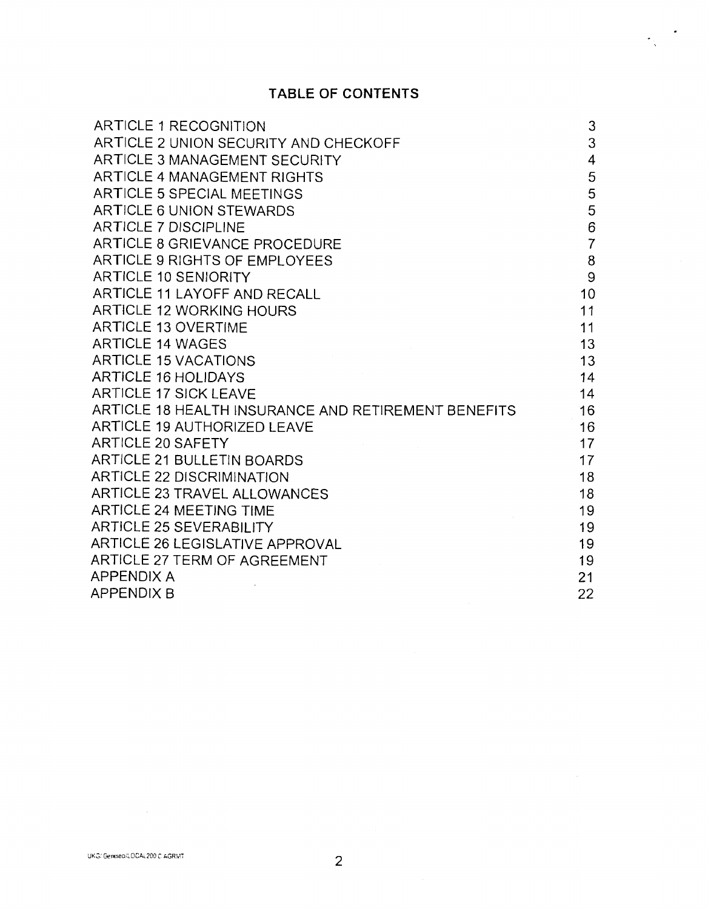## TABLE OF CONTENTS

| | |
|---|---|
| ARTICLE 1 RECOGNITION | 3 |
| ARTICLE 2 UNION SECURITY AND CHECKOFF | 3 |
| ARTICLE 3 MANAGEMENT SECURITY | 4 |
| ARTICLE 4 MANAGEMENT RIGHTS | 5 |
| ARTICLE 5 SPECIAL MEETINGS | 5 |
| ARTICLE 6 UNION STEWARDS | 5 |
| ARTICLE 7 DISCIPLINE | 6 |
| ARTICLE 8 GRIEVANCE PROCEDURE | 7 |
| ARTICLE 9 RIGHTS OF EMPLOYEES | 8 |
| ARTICLE 10 SENIORITY | 9 |
| ARTICLE 11 LAYOFF AND RECALL | 10 |
| ARTICLE 12 WORKING HOURS | 11 |
| ARTICLE 13 OVERTIME | 11 |
| ARTICLE 14 WAGES | 13 |
| ARTICLE 15 VACATIONS | 13 |
| ARTICLE 16 HOLIDAYS | 14 |
| ARTICLE 17 SICK LEAVE | 14 |
| ARTICLE 18 HEALTH INSURANCE AND RETIREMENT BENEFITS | 16 |
| ARTICLE 19 AUTHORIZED LEAVE | 16 |
| ARTICLE 20 SAFETY | 17 |
| ARTICLE 21 BULLETIN BOARDS | 17 |
| ARTICLE 22 DISCRIMINATION | 18 |
| ARTICLE 23 TRAVEL ALLOWANCES | 18 |
| ARTICLE 24 MEETING TIME | 19 |
| ARTICLE 25 SEVERABILITY | 19 |
| ARTICLE 26 LEGISLATIVE APPROVAL | 19 |
| ARTICLE 27 TERM OF AGREEMENT | 19 |
| APPENDIX A | 21 |
| APPENDIX B | 22 |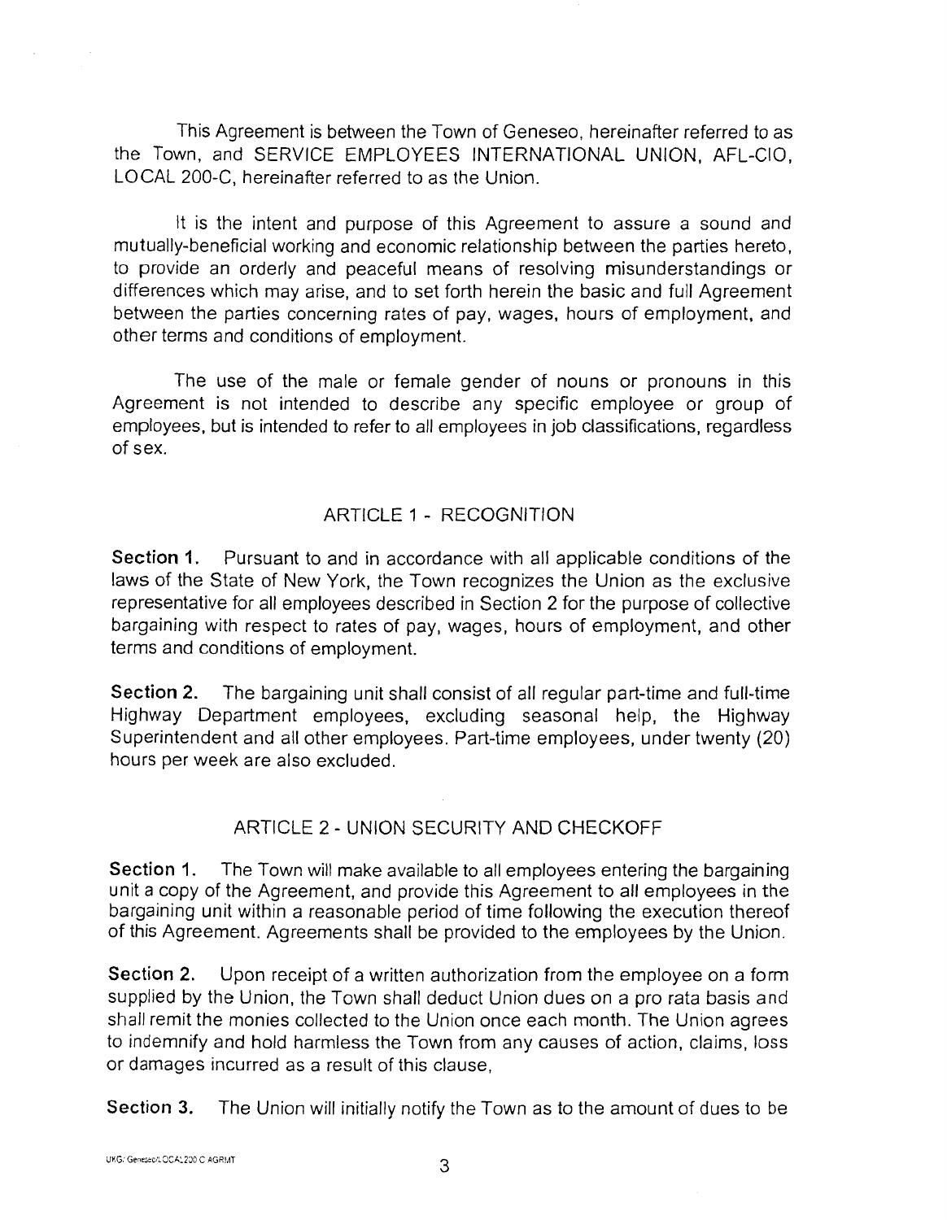This Agreement is between the Town of Geneseo, hereinafter referred to as the Town, and SERVICE EMPLOYEES INTERNATIONAL UNION, AFL-CIO, LOCAL 200-C, hereinafter referred to as the Union.

It is the intent and purpose of this Agreement to assure a sound and mutually-beneficial working and economic relationship between the parties hereto, to provide an orderly and peaceful means of resolving misunderstandings or differences which may arise, and to set forth herein the basic and full Agreement between the parties concerning rates of pay, wages, hours of employment, and other terms and conditions of employment.

The use of the male or female gender of nouns or pronouns in this Agreement is not intended to describe any specific employee or group of employees, but is intended to refer to all employees in job classifications, regardless of sex.

## ARTICLE 1 - RECOGNITION

**Section 1.** Pursuant to and in accordance with all applicable conditions of the laws of the State of New York, the Town recognizes the Union as the exclusive representative for all employees described in Section 2 for the purpose of collective bargaining with respect to rates of pay, wages, hours of employment, and other terms and conditions of employment.

**Section 2.** The bargaining unit shall consist of all regular part-time and full-time Highway Department employees, excluding seasonal help, the Highway Superintendent and all other employees. Part-time employees, under twenty (20) hours per week are also excluded.

## ARTICLE 2 - UNION SECURITY AND CHECKOFF

**Section 1.** The Town will make available to all employees entering the bargaining unit a copy of the Agreement, and provide this Agreement to all employees in the bargaining unit within a reasonable period of time following the execution thereof of this Agreement. Agreements shall be provided to the employees by the Union.

**Section 2.** Upon receipt of a written authorization from the employee on a form supplied by the Union, the Town shall deduct Union dues on a pro rata basis and shall remit the monies collected to the Union once each month. The Union agrees to indemnify and hold harmless the Town from any causes of action, claims, loss or damages incurred as a result of this clause,

**Section 3.** The Union will initially notify the Town as to the amount of dues to be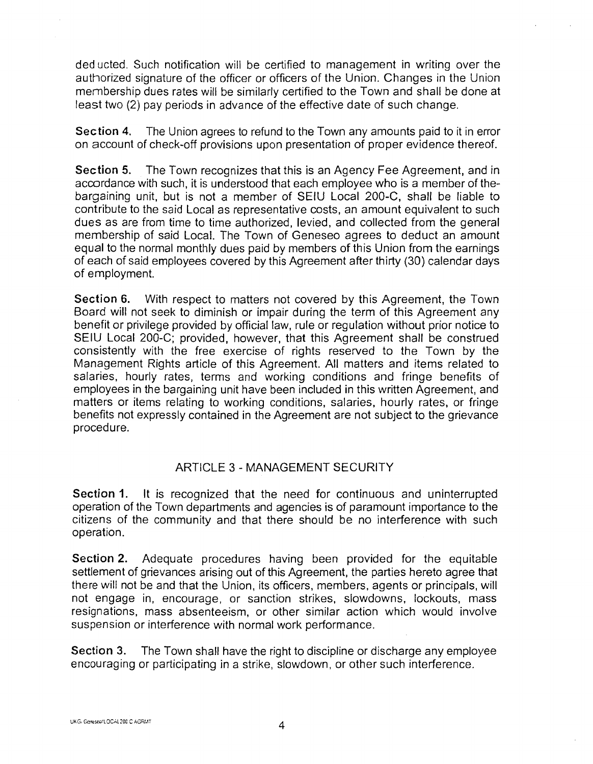deducted. Such notification will be certified to management in writing over the authorized signature of the officer or officers of the Union. Changes in the Union membership dues rates will be similarly certified to the Town and shall be done at least two (2) pay periods in advance of the effective date of such change.

**Section 4.** The Union agrees to refund to the Town any amounts paid to it in error on account of check-off provisions upon presentation of proper evidence thereof.

**Section 5.** The Town recognizes that this is an Agency Fee Agreement, and in accordance with such, it is understood that each employee who is a member of the-bargaining unit, but is not a member of SEIU Local 200-C, shall be liable to contribute to the said Local as representative costs, an amount equivalent to such dues as are from time to time authorized, levied, and collected from the general membership of said Local. The Town of Geneseo agrees to deduct an amount equal to the normal monthly dues paid by members of this Union from the earnings of each of said employees covered by this Agreement after thirty (30) calendar days of employment.

**Section 6.** With respect to matters not covered by this Agreement, the Town Board will not seek to diminish or impair during the term of this Agreement any benefit or privilege provided by official law, rule or regulation without prior notice to SEIU Local 200-C; provided, however, that this Agreement shall be construed consistently with the free exercise of rights reserved to the Town by the Management Rights article of this Agreement. All matters and items related to salaries, hourly rates, terms and working conditions and fringe benefits of employees in the bargaining unit have been included in this written Agreement, and matters or items relating to working conditions, salaries, hourly rates, or fringe benefits not expressly contained in the Agreement are not subject to the grievance procedure.

## ARTICLE 3 - MANAGEMENT SECURITY

**Section 1.** It is recognized that the need for continuous and uninterrupted operation of the Town departments and agencies is of paramount importance to the citizens of the community and that there should be no interference with such operation.

**Section 2.** Adequate procedures having been provided for the equitable settlement of grievances arising out of this Agreement, the parties hereto agree that there will not be and that the Union, its officers, members, agents or principals, will not engage in, encourage, or sanction strikes, slowdowns, lockouts, mass resignations, mass absenteeism, or other similar action which would involve suspension or interference with normal work performance.

**Section 3.** The Town shall have the right to discipline or discharge any employee encouraging or participating in a strike, slowdown, or other such interference.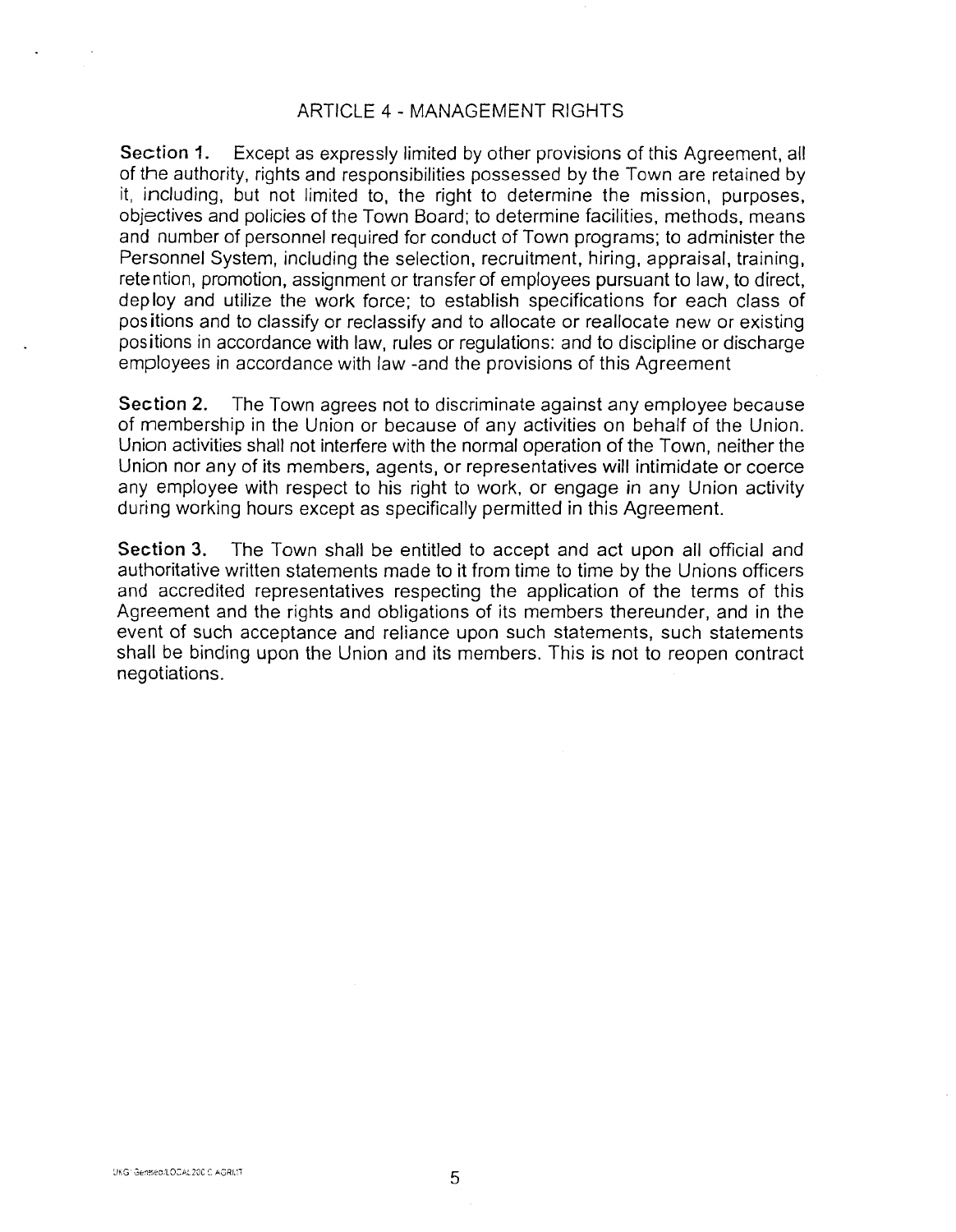## ARTICLE 4 - MANAGEMENT RIGHTS

**Section 1.** Except as expressly limited by other provisions of this Agreement, all of the authority, rights and responsibilities possessed by the Town are retained by it, including, but not limited to, the right to determine the mission, purposes, objectives and policies of the Town Board; to determine facilities, methods, means and number of personnel required for conduct of Town programs; to administer the Personnel System, including the selection, recruitment, hiring, appraisal, training, retention, promotion, assignment or transfer of employees pursuant to law, to direct, deploy and utilize the work force; to establish specifications for each class of positions and to classify or reclassify and to allocate or reallocate new or existing positions in accordance with law, rules or regulations: and to discipline or discharge employees in accordance with law -and the provisions of this Agreement

**Section 2.** The Town agrees not to discriminate against any employee because of membership in the Union or because of any activities on behalf of the Union. Union activities shall not interfere with the normal operation of the Town, neither the Union nor any of its members, agents, or representatives will intimidate or coerce any employee with respect to his right to work, or engage in any Union activity during working hours except as specifically permitted in this Agreement.

**Section 3.** The Town shall be entitled to accept and act upon all official and authoritative written statements made to it from time to time by the Unions officers and accredited representatives respecting the application of the terms of this Agreement and the rights and obligations of its members thereunder, and in the event of such acceptance and reliance upon such statements, such statements shall be binding upon the Union and its members. This is not to reopen contract negotiations.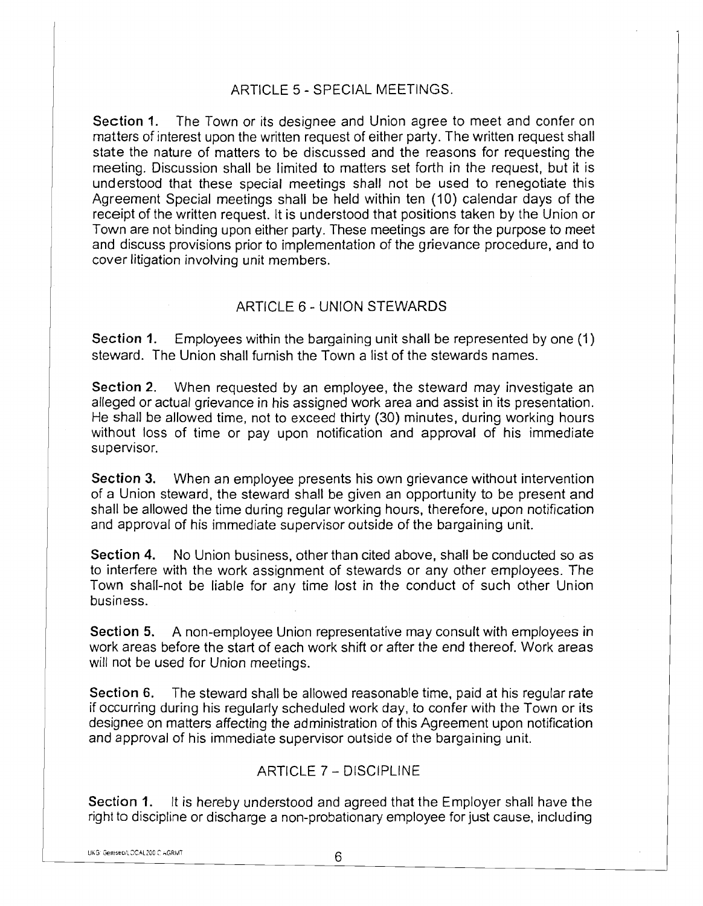## ARTICLE 5 - SPECIAL MEETINGS.

**Section 1.** The Town or its designee and Union agree to meet and confer on matters of interest upon the written request of either party. The written request shall state the nature of matters to be discussed and the reasons for requesting the meeting. Discussion shall be limited to matters set forth in the request, but it is understood that these special meetings shall not be used to renegotiate this Agreement Special meetings shall be held within ten (10) calendar days of the receipt of the written request. It is understood that positions taken by the Union or Town are not binding upon either party. These meetings are for the purpose to meet and discuss provisions prior to implementation of the grievance procedure, and to cover litigation involving unit members.

## ARTICLE 6 - UNION STEWARDS

**Section 1.** Employees within the bargaining unit shall be represented by one (1) steward. The Union shall furnish the Town a list of the stewards names.

**Section 2.** When requested by an employee, the steward may investigate an alleged or actual grievance in his assigned work area and assist in its presentation. He shall be allowed time, not to exceed thirty (30) minutes, during working hours without loss of time or pay upon notification and approval of his immediate supervisor.

**Section 3.** When an employee presents his own grievance without intervention of a Union steward, the steward shall be given an opportunity to be present and shall be allowed the time during regular working hours, therefore, upon notification and approval of his immediate supervisor outside of the bargaining unit.

**Section 4.** No Union business, other than cited above, shall be conducted so as to interfere with the work assignment of stewards or any other employees. The Town shall-not be liable for any time lost in the conduct of such other Union business.

**Section 5.** A non-employee Union representative may consult with employees in work areas before the start of each work shift or after the end thereof. Work areas will not be used for Union meetings.

**Section 6.** The steward shall be allowed reasonable time, paid at his regular rate if occurring during his regularly scheduled work day, to confer with the Town or its designee on matters affecting the administration of this Agreement upon notification and approval of his immediate supervisor outside of the bargaining unit.

## ARTICLE 7 – DISCIPLINE

**Section 1.** It is hereby understood and agreed that the Employer shall have the right to discipline or discharge a non-probationary employee for just cause, including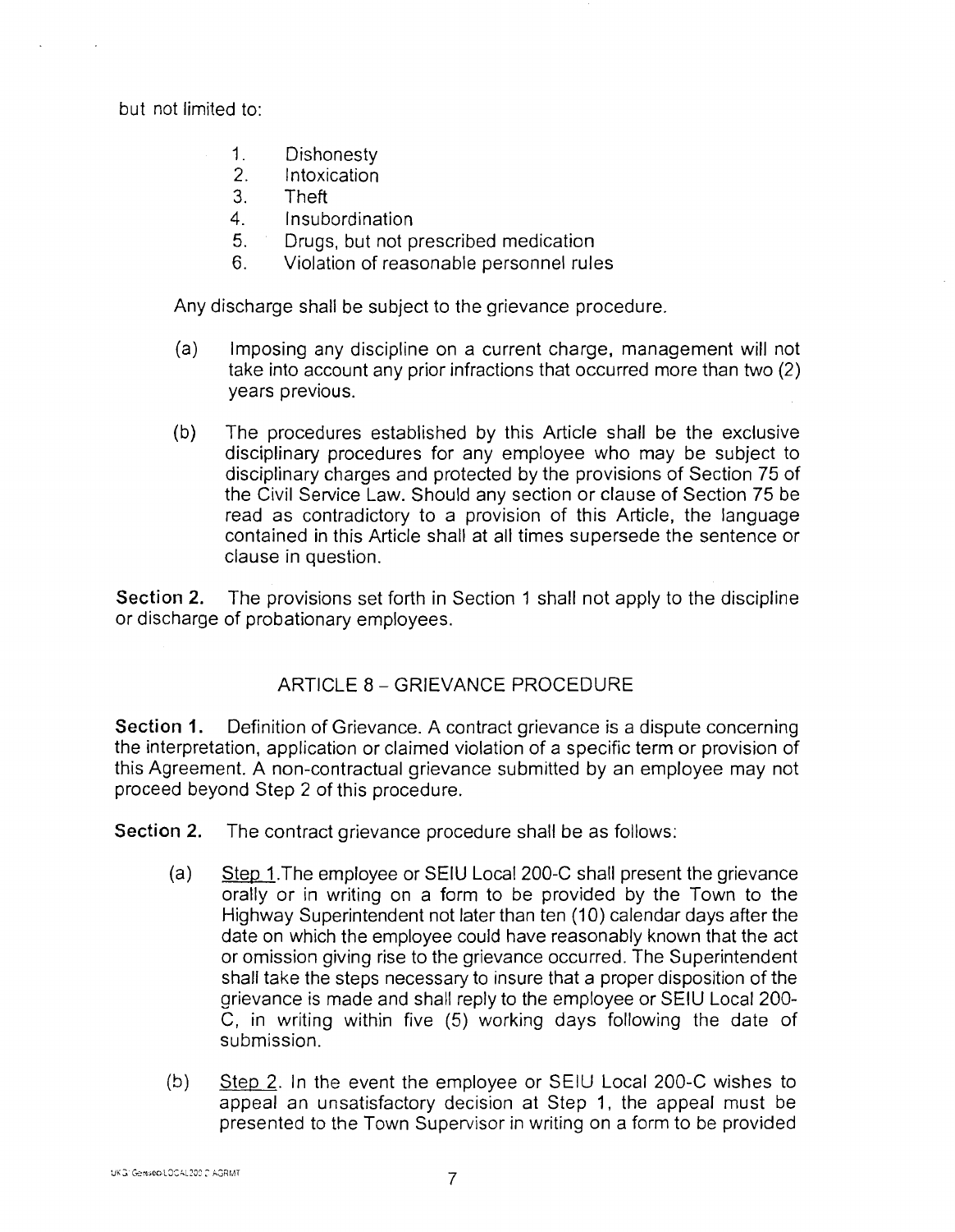but not limited to:

1. Dishonesty
2. Intoxication
3. Theft
4. Insubordination
5. Drugs, but not prescribed medication
6. Violation of reasonable personnel rules

Any discharge shall be subject to the grievance procedure.

(a) Imposing any discipline on a current charge, management will not take into account any prior infractions that occurred more than two (2) years previous.

(b) The procedures established by this Article shall be the exclusive disciplinary procedures for any employee who may be subject to disciplinary charges and protected by the provisions of Section 75 of the Civil Service Law. Should any section or clause of Section 75 be read as contradictory to a provision of this Article, the language contained in this Article shall at all times supersede the sentence or clause in question.

**Section 2.** The provisions set forth in Section 1 shall not apply to the discipline or discharge of probationary employees.

## ARTICLE 8 – GRIEVANCE PROCEDURE

**Section 1.** Definition of Grievance. A contract grievance is a dispute concerning the interpretation, application or claimed violation of a specific term or provision of this Agreement. A non-contractual grievance submitted by an employee may not proceed beyond Step 2 of this procedure.

**Section 2.** The contract grievance procedure shall be as follows:

(a) Step 1. The employee or SEIU Local 200-C shall present the grievance orally or in writing on a form to be provided by the Town to the Highway Superintendent not later than ten (10) calendar days after the date on which the employee could have reasonably known that the act or omission giving rise to the grievance occurred. The Superintendent shall take the steps necessary to insure that a proper disposition of the grievance is made and shall reply to the employee or SEIU Local 200-C, in writing within five (5) working days following the date of submission.

(b) Step 2. In the event the employee or SEIU Local 200-C wishes to appeal an unsatisfactory decision at Step 1, the appeal must be presented to the Town Supervisor in writing on a form to be provided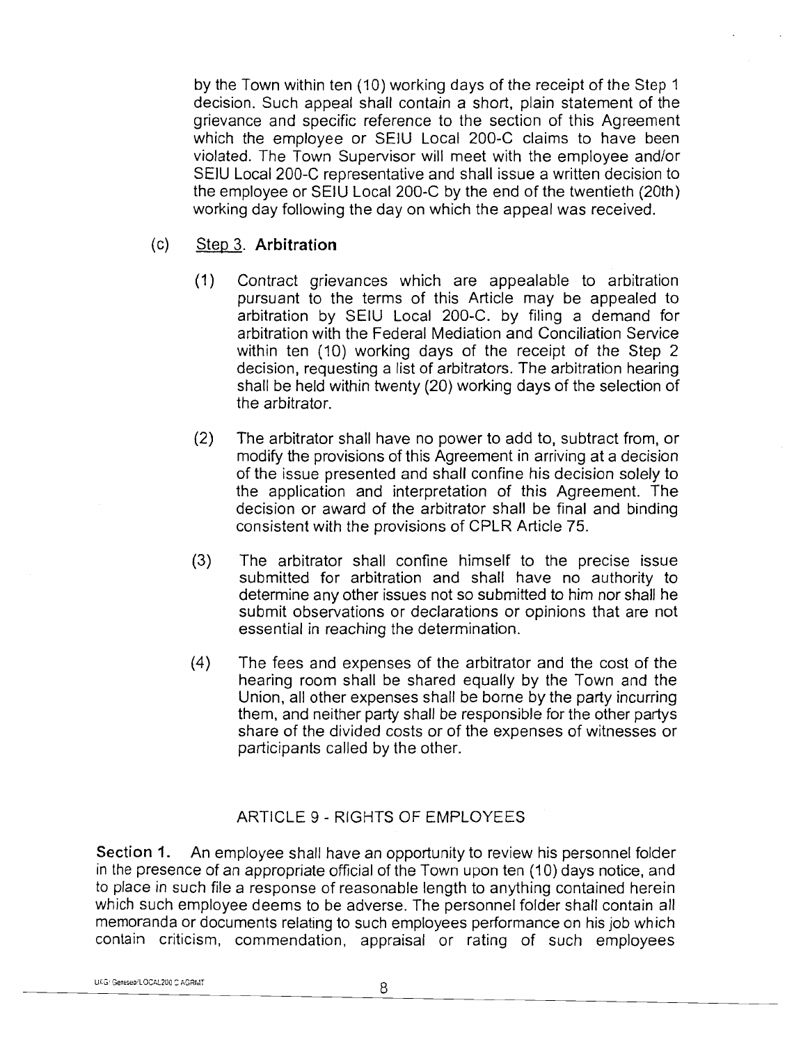by the Town within ten (10) working days of the receipt of the Step 1 decision. Such appeal shall contain a short, plain statement of the grievance and specific reference to the section of this Agreement which the employee or SEIU Local 200-C claims to have been violated. The Town Supervisor will meet with the employee and/or SEIU Local 200-C representative and shall issue a written decision to the employee or SEIU Local 200-C by the end of the twentieth (20th) working day following the day on which the appeal was received.

(c) Step 3. **Arbitration**

(1) Contract grievances which are appealable to arbitration pursuant to the terms of this Article may be appealed to arbitration by SEIU Local 200-C. by filing a demand for arbitration with the Federal Mediation and Conciliation Service within ten (10) working days of the receipt of the Step 2 decision, requesting a list of arbitrators. The arbitration hearing shall be held within twenty (20) working days of the selection of the arbitrator.

(2) The arbitrator shall have no power to add to, subtract from, or modify the provisions of this Agreement in arriving at a decision of the issue presented and shall confine his decision solely to the application and interpretation of this Agreement. The decision or award of the arbitrator shall be final and binding consistent with the provisions of CPLR Article 75.

(3) The arbitrator shall confine himself to the precise issue submitted for arbitration and shall have no authority to determine any other issues not so submitted to him nor shall he submit observations or declarations or opinions that are not essential in reaching the determination.

(4) The fees and expenses of the arbitrator and the cost of the hearing room shall be shared equally by the Town and the Union, all other expenses shall be borne by the party incurring them, and neither party shall be responsible for the other partys share of the divided costs or of the expenses of witnesses or participants called by the other.

## ARTICLE 9 - RIGHTS OF EMPLOYEES

**Section 1.** An employee shall have an opportunity to review his personnel folder in the presence of an appropriate official of the Town upon ten (10) days notice, and to place in such file a response of reasonable length to anything contained herein which such employee deems to be adverse. The personnel folder shall contain all memoranda or documents relating to such employees performance on his job which contain criticism, commendation, appraisal or rating of such employees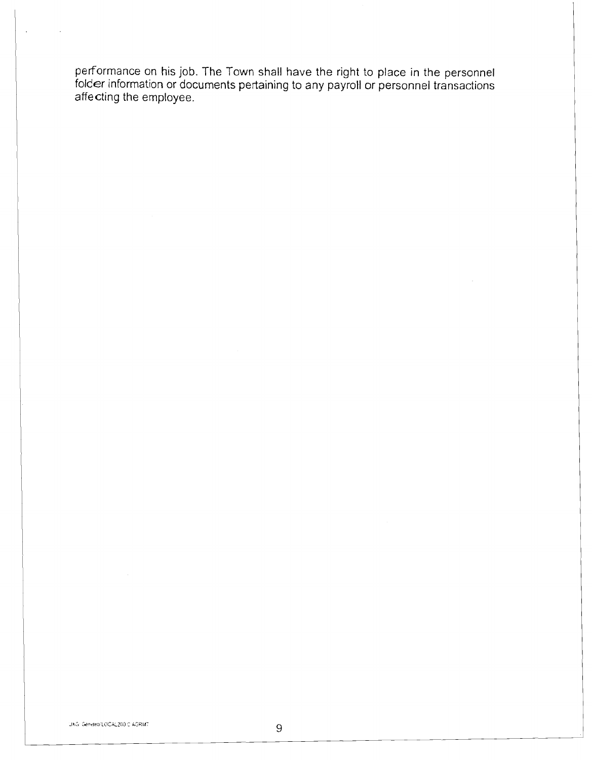performance on his job. The Town shall have the right to place in the personnel folder information or documents pertaining to any payroll or personnel transactions affecting the employee.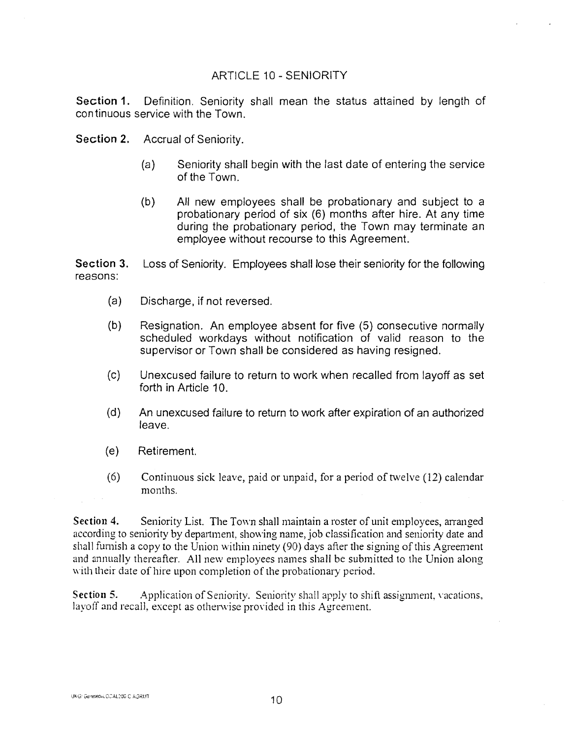## ARTICLE 10 - SENIORITY

**Section 1.** Definition. Seniority shall mean the status attained by length of continuous service with the Town.

**Section 2.** Accrual of Seniority.

(a) Seniority shall begin with the last date of entering the service of the Town.

(b) All new employees shall be probationary and subject to a probationary period of six (6) months after hire. At any time during the probationary period, the Town may terminate an employee without recourse to this Agreement.

**Section 3.** Loss of Seniority. Employees shall lose their seniority for the following reasons:

(a) Discharge, if not reversed.

(b) Resignation. An employee absent for five (5) consecutive normally scheduled workdays without notification of valid reason to the supervisor or Town shall be considered as having resigned.

(c) Unexcused failure to return to work when recalled from layoff as set forth in Article 10.

(d) An unexcused failure to return to work after expiration of an authorized leave.

(e) Retirement.

(6) Continuous sick leave, paid or unpaid, for a period of twelve (12) calendar months.

**Section 4.** Seniority List. The Town shall maintain a roster of unit employees, arranged according to seniority by department, showing name, job classification and seniority date and shall furnish a copy to the Union within ninety (90) days after the signing of this Agreement and annually thereafter. All new employees names shall be submitted to the Union along with their date of hire upon completion of the probationary period.

**Section 5.** Application of Seniority. Seniority shall apply to shift assignment, vacations, layoff and recall, except as otherwise provided in this Agreement.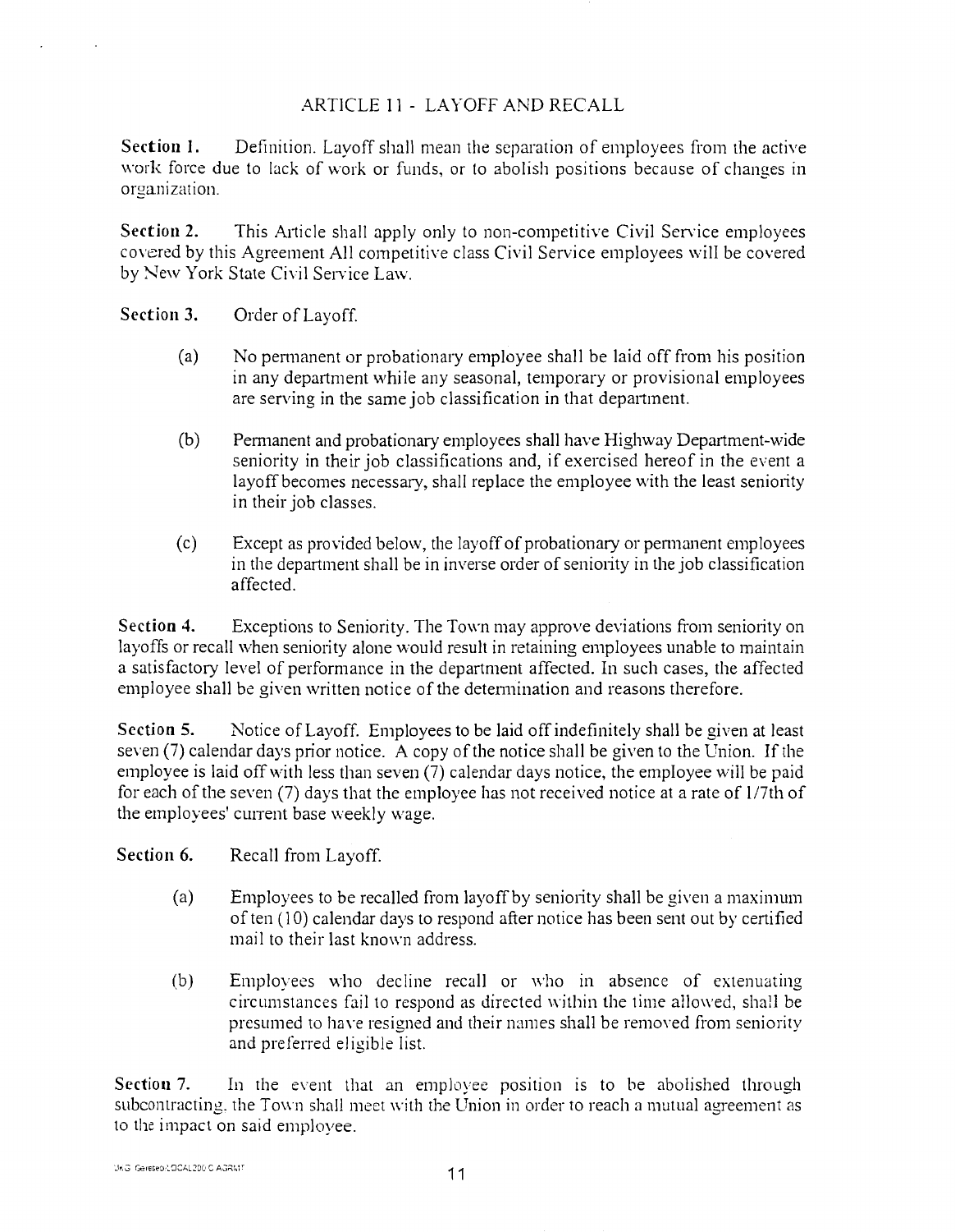## ARTICLE 11 - LAYOFF AND RECALL

**Section 1.** Definition. Layoff shall mean the separation of employees from the active work force due to lack of work or funds, or to abolish positions because of changes in organization.

**Section 2.** This Article shall apply only to non-competitive Civil Service employees covered by this Agreement All competitive class Civil Service employees will be covered by New York State Civil Service Law.

**Section 3.** Order of Layoff.

(a) No permanent or probationary employee shall be laid off from his position in any department while any seasonal, temporary or provisional employees are serving in the same job classification in that department.

(b) Permanent and probationary employees shall have Highway Department-wide seniority in their job classifications and, if exercised hereof in the event a layoff becomes necessary, shall replace the employee with the least seniority in their job classes.

(c) Except as provided below, the layoff of probationary or permanent employees in the department shall be in inverse order of seniority in the job classification affected.

**Section 4.** Exceptions to Seniority. The Town may approve deviations from seniority on layoffs or recall when seniority alone would result in retaining employees unable to maintain a satisfactory level of performance in the department affected. In such cases, the affected employee shall be given written notice of the determination and reasons therefore.

**Section 5.** Notice of Layoff. Employees to be laid off indefinitely shall be given at least seven (7) calendar days prior notice. A copy of the notice shall be given to the Union. If the employee is laid off with less than seven (7) calendar days notice, the employee will be paid for each of the seven (7) days that the employee has not received notice at a rate of 1/7th of the employees' current base weekly wage.

**Section 6.** Recall from Layoff.

(a) Employees to be recalled from layoff by seniority shall be given a maximum of ten (10) calendar days to respond after notice has been sent out by certified mail to their last known address.

(b) Employees who decline recall or who in absence of extenuating circumstances fail to respond as directed within the time allowed, shall be presumed to have resigned and their names shall be removed from seniority and preferred eligible list.

**Section 7.** In the event that an employee position is to be abolished through subcontracting, the Town shall meet with the Union in order to reach a mutual agreement as to the impact on said employee.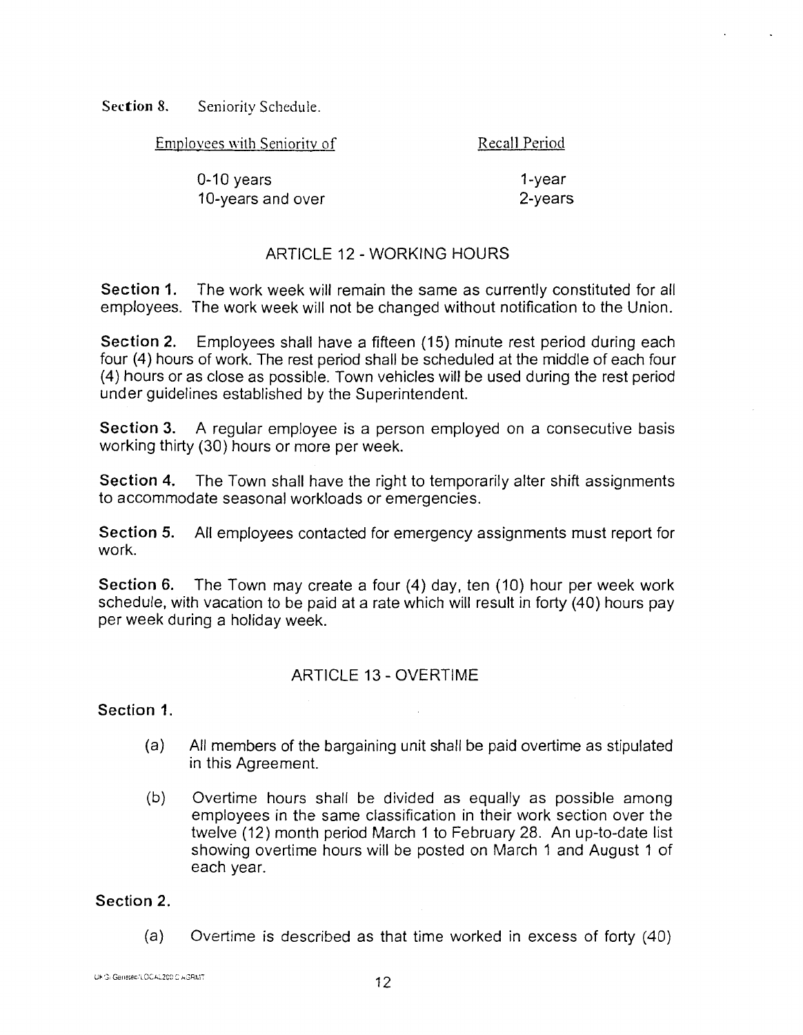**Section 8.** Seniority Schedule.

| Employees with Seniority of | Recall Period |
| --- | --- |
| 0-10 years | 1-year |
| 10-years and over | 2-years |

## ARTICLE 12 - WORKING HOURS

**Section 1.** The work week will remain the same as currently constituted for all employees. The work week will not be changed without notification to the Union.

**Section 2.** Employees shall have a fifteen (15) minute rest period during each four (4) hours of work. The rest period shall be scheduled at the middle of each four (4) hours or as close as possible. Town vehicles will be used during the rest period under guidelines established by the Superintendent.

**Section 3.** A regular employee is a person employed on a consecutive basis working thirty (30) hours or more per week.

**Section 4.** The Town shall have the right to temporarily alter shift assignments to accommodate seasonal workloads or emergencies.

**Section 5.** All employees contacted for emergency assignments must report for work.

**Section 6.** The Town may create a four (4) day, ten (10) hour per week work schedule, with vacation to be paid at a rate which will result in forty (40) hours pay per week during a holiday week.

## ARTICLE 13 - OVERTIME

**Section 1.**

(a) All members of the bargaining unit shall be paid overtime as stipulated in this Agreement.

(b) Overtime hours shall be divided as equally as possible among employees in the same classification in their work section over the twelve (12) month period March 1 to February 28. An up-to-date list showing overtime hours will be posted on March 1 and August 1 of each year.

**Section 2.**

(a) Overtime is described as that time worked in excess of forty (40)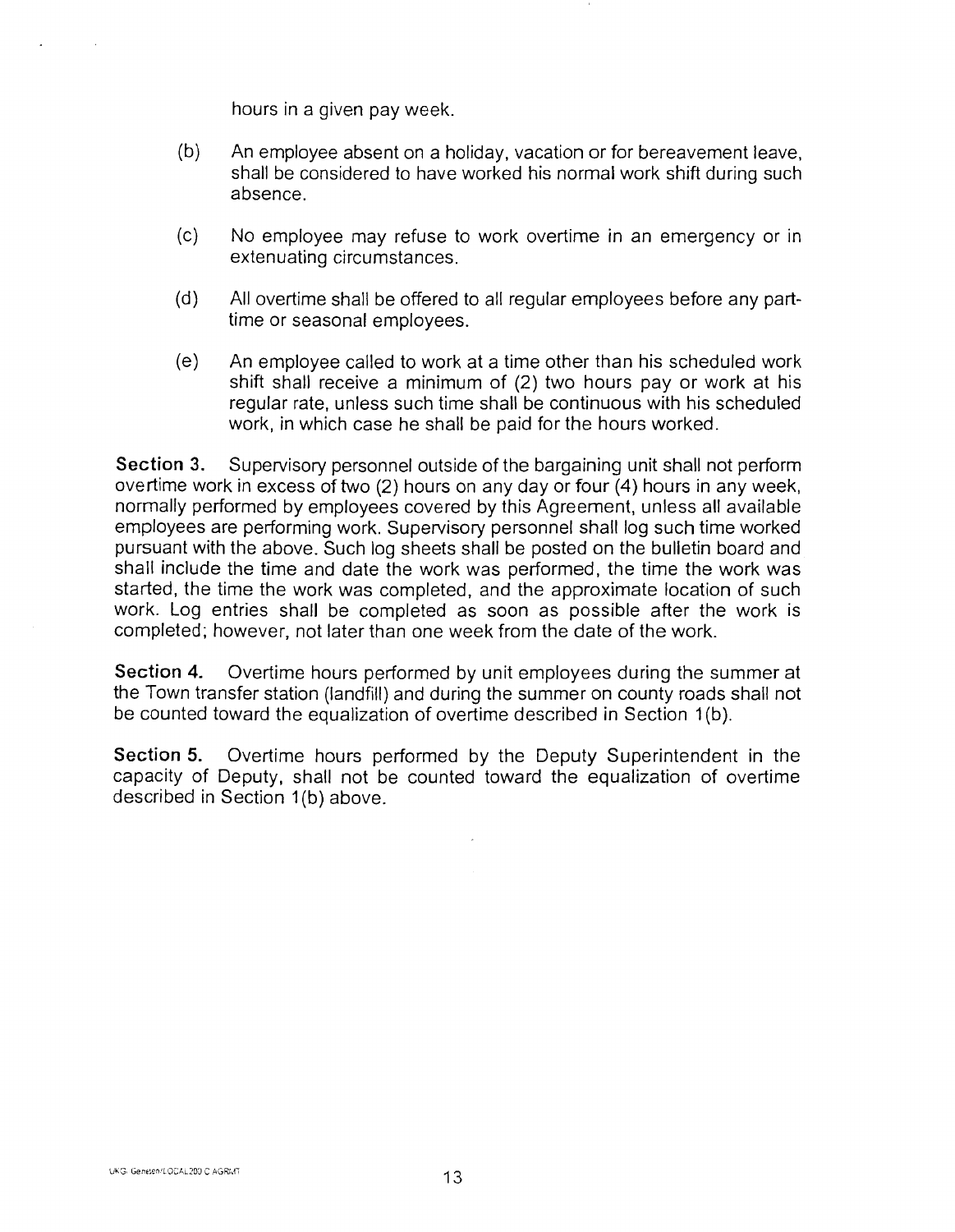hours in a given pay week.

(b) An employee absent on a holiday, vacation or for bereavement leave, shall be considered to have worked his normal work shift during such absence.

(c) No employee may refuse to work overtime in an emergency or in extenuating circumstances.

(d) All overtime shall be offered to all regular employees before any part-time or seasonal employees.

(e) An employee called to work at a time other than his scheduled work shift shall receive a minimum of (2) two hours pay or work at his regular rate, unless such time shall be continuous with his scheduled work, in which case he shall be paid for the hours worked.

**Section 3.** Supervisory personnel outside of the bargaining unit shall not perform overtime work in excess of two (2) hours on any day or four (4) hours in any week, normally performed by employees covered by this Agreement, unless all available employees are performing work. Supervisory personnel shall log such time worked pursuant with the above. Such log sheets shall be posted on the bulletin board and shall include the time and date the work was performed, the time the work was started, the time the work was completed, and the approximate location of such work. Log entries shall be completed as soon as possible after the work is completed; however, not later than one week from the date of the work.

**Section 4.** Overtime hours performed by unit employees during the summer at the Town transfer station (landfill) and during the summer on county roads shall not be counted toward the equalization of overtime described in Section 1(b).

**Section 5.** Overtime hours performed by the Deputy Superintendent in the capacity of Deputy, shall not be counted toward the equalization of overtime described in Section 1(b) above.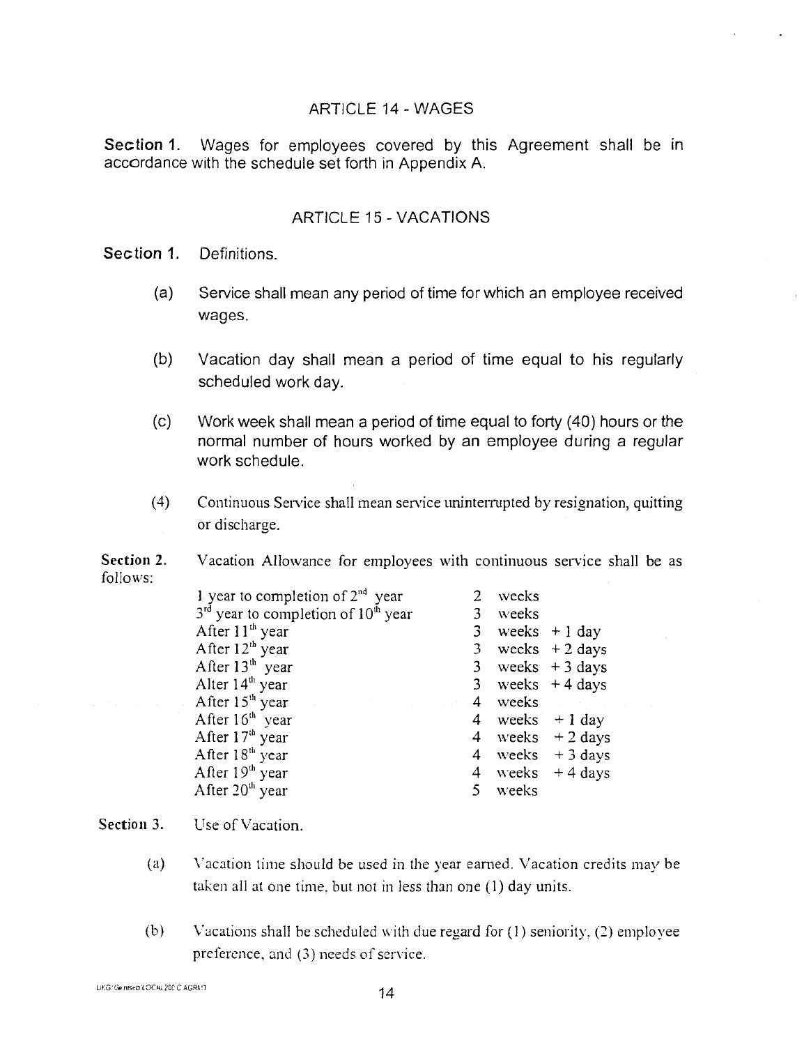## ARTICLE 14 - WAGES

**Section 1.** Wages for employees covered by this Agreement shall be in accordance with the schedule set forth in Appendix A.

## ARTICLE 15 - VACATIONS

**Section 1.** Definitions.

(a) Service shall mean any period of time for which an employee received wages.

(b) Vacation day shall mean a period of time equal to his regularly scheduled work day.

(c) Work week shall mean a period of time equal to forty (40) hours or the normal number of hours worked by an employee during a regular work schedule.

(4) Continuous Service shall mean service uninterrupted by resignation, quitting or discharge.

**Section 2.** Vacation Allowance for employees with continuous service shall be as follows:

| | |
|---|---|
| 1 year to completion of 2nd year | 2 weeks |
| 3rd year to completion of 10th year | 3 weeks |
| After 11th year | 3 weeks + 1 day |
| After 12th year | 3 weeks + 2 days |
| After 13th year | 3 weeks + 3 days |
| Alter 14th year | 3 weeks + 4 days |
| After 15th year | 4 weeks |
| After 16th year | 4 weeks + 1 day |
| After 17th year | 4 weeks + 2 days |
| After 18th year | 4 weeks + 3 days |
| After 19th year | 4 weeks + 4 days |
| After 20th year | 5 weeks |

**Section 3.** Use of Vacation.

(a) Vacation time should be used in the year earned. Vacation credits may be taken all at one time, but not in less than one (1) day units.

(b) Vacations shall be scheduled with due regard for (1) seniority, (2) employee preference, and (3) needs of service.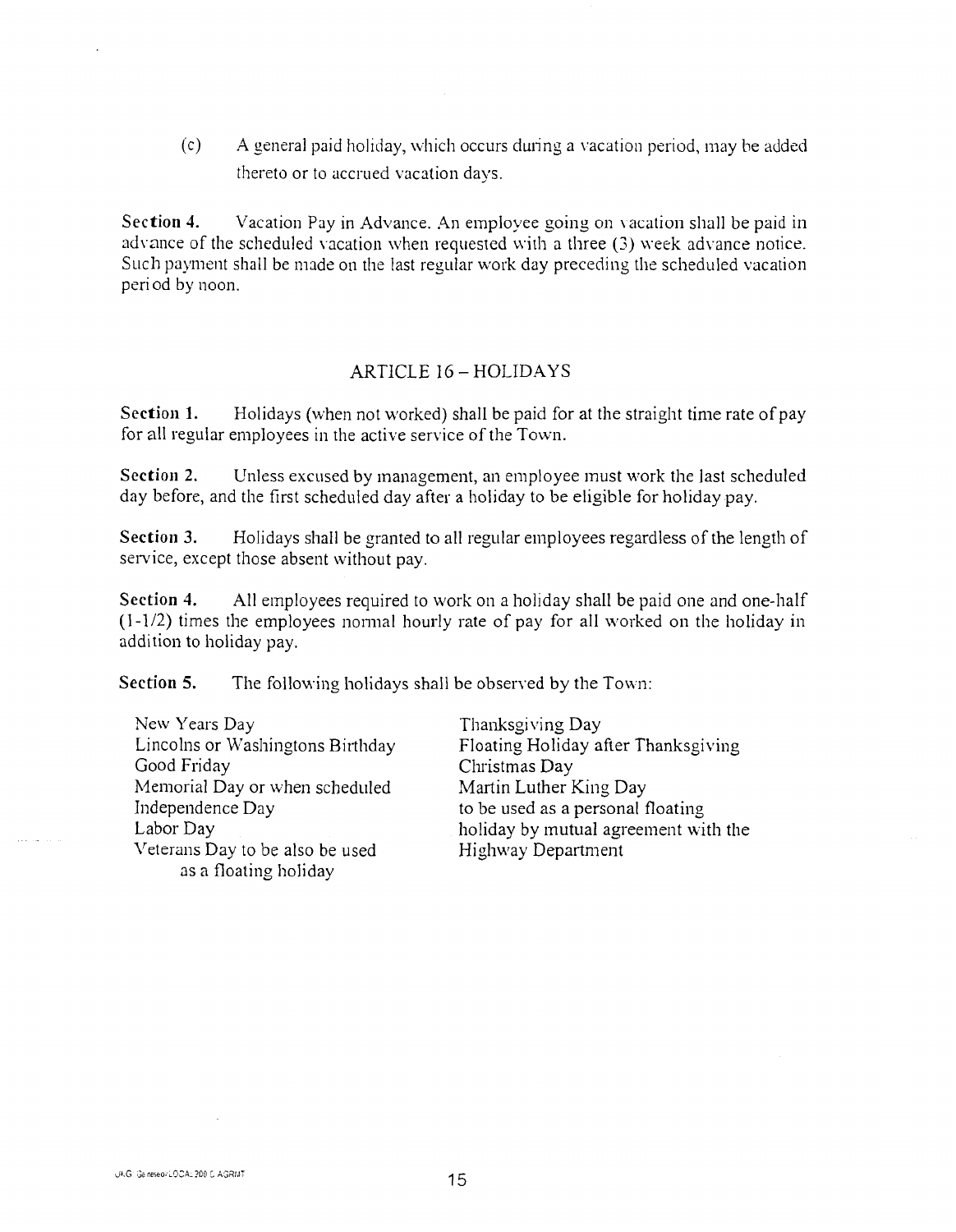(c) A general paid holiday, which occurs during a vacation period, may be added thereto or to accrued vacation days.

**Section 4.** Vacation Pay in Advance. An employee going on vacation shall be paid in advance of the scheduled vacation when requested with a three (3) week advance notice. Such payment shall be made on the last regular work day preceding the scheduled vacation period by noon.

## ARTICLE 16 – HOLIDAYS

**Section 1.** Holidays (when not worked) shall be paid for at the straight time rate of pay for all regular employees in the active service of the Town.

**Section 2.** Unless excused by management, an employee must work the last scheduled day before, and the first scheduled day after a holiday to be eligible for holiday pay.

**Section 3.** Holidays shall be granted to all regular employees regardless of the length of service, except those absent without pay.

**Section 4.** All employees required to work on a holiday shall be paid one and one-half (1-1/2) times the employees normal hourly rate of pay for all worked on the holiday in addition to holiday pay.

**Section 5.** The following holidays shall be observed by the Town:

- New Years Day
- Lincolns or Washingtons Birthday
- Good Friday
- Memorial Day or when scheduled
- Independence Day
- Labor Day
- Veterans Day to be also be used as a floating holiday
- Thanksgiving Day
- Floating Holiday after Thanksgiving
- Christmas Day
- Martin Luther King Day to be used as a personal floating holiday by mutual agreement with the Highway Department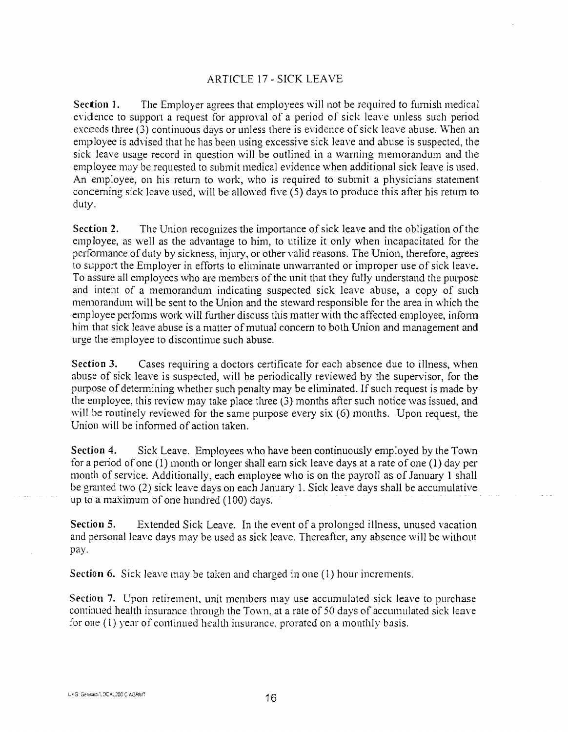# ARTICLE 17 - SICK LEAVE

**Section 1.** The Employer agrees that employees will not be required to furnish medical evidence to support a request for approval of a period of sick leave unless such period exceeds three (3) continuous days or unless there is evidence of sick leave abuse. When an employee is advised that he has been using excessive sick leave and abuse is suspected, the sick leave usage record in question will be outlined in a warning memorandum and the employee may be requested to submit medical evidence when additional sick leave is used. An employee, on his return to work, who is required to submit a physicians statement concerning sick leave used, will be allowed five (5) days to produce this after his return to duty.

**Section 2.** The Union recognizes the importance of sick leave and the obligation of the employee, as well as the advantage to him, to utilize it only when incapacitated for the performance of duty by sickness, injury, or other valid reasons. The Union, therefore, agrees to support the Employer in efforts to eliminate unwarranted or improper use of sick leave. To assure all employees who are members of the unit that they fully understand the purpose and intent of a memorandum indicating suspected sick leave abuse, a copy of such memorandum will be sent to the Union and the steward responsible for the area in which the employee performs work will further discuss this matter with the affected employee, inform him that sick leave abuse is a matter of mutual concern to both Union and management and urge the employee to discontinue such abuse.

**Section 3.** Cases requiring a doctors certificate for each absence due to illness, when abuse of sick leave is suspected, will be periodically reviewed by the supervisor, for the purpose of determining whether such penalty may be eliminated. If such request is made by the employee, this review may take place three (3) months after such notice was issued, and will be routinely reviewed for the same purpose every six (6) months. Upon request, the Union will be informed of action taken.

**Section 4.** Sick Leave. Employees who have been continuously employed by the Town for a period of one (1) month or longer shall earn sick leave days at a rate of one (1) day per month of service. Additionally, each employee who is on the payroll as of January 1 shall be granted two (2) sick leave days on each January 1. Sick leave days shall be accumulative up to a maximum of one hundred (100) days.

**Section 5.** Extended Sick Leave. In the event of a prolonged illness, unused vacation and personal leave days may be used as sick leave. Thereafter, any absence will be without pay.

**Section 6.** Sick leave may be taken and charged in one (1) hour increments.

**Section 7.** Upon retirement, unit members may use accumulated sick leave to purchase continued health insurance through the Town, at a rate of 50 days of accumulated sick leave for one (1) year of continued health insurance, prorated on a monthly basis.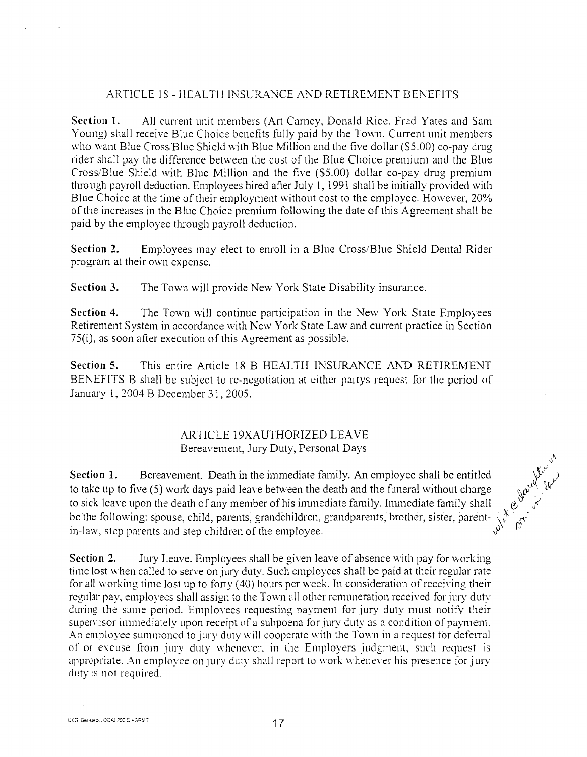## ARTICLE 18 - HEALTH INSURANCE AND RETIREMENT BENEFITS

**Section 1.** All current unit members (Art Carney, Donald Rice. Fred Yates and Sam Young) shall receive Blue Choice benefits fully paid by the Town. Current unit members who want Blue Cross/Blue Shield with Blue Million and the five dollar ($5.00) co-pay drug rider shall pay the difference between the cost of the Blue Choice premium and the Blue Cross/Blue Shield with Blue Million and the five ($5.00) dollar co-pay drug premium through payroll deduction. Employees hired after July 1, 1991 shall be initially provided with Blue Choice at the time of their employment without cost to the employee. However, 20% of the increases in the Blue Choice premium following the date of this Agreement shall be paid by the employee through payroll deduction.

**Section 2.** Employees may elect to enroll in a Blue Cross/Blue Shield Dental Rider program at their own expense.

**Section 3.** The Town will provide New York State Disability insurance.

**Section 4.** The Town will continue participation in the New York State Employees Retirement System in accordance with New York State Law and current practice in Section 75(i), as soon after execution of this Agreement as possible.

**Section 5.** This entire Article 18 B HEALTH INSURANCE AND RETIREMENT BENEFITS B shall be subject to re-negotiation at either partys request for the period of January 1, 2004 B December 31, 2005.

## ARTICLE 19XAUTHORIZED LEAVE

Bereavement, Jury Duty, Personal Days

**Section 1.** Bereavement. Death in the immediate family. An employee shall be entitled to take up to five (5) work days paid leave between the death and the funeral without charge to sick leave upon the death of any member of his immediate family. Immediate family shall be the following: spouse, child, parents, grandchildren, grandparents, brother, sister, parent-in-law, step parents and step children of the employee.

**Section 2.** Jury Leave. Employees shall be given leave of absence with pay for working time lost when called to serve on jury duty. Such employees shall be paid at their regular rate for all working time lost up to forty (40) hours per week. In consideration of receiving their regular pay, employees shall assign to the Town all other remuneration received for jury duty during the same period. Employees requesting payment for jury duty must notify their supervisor immediately upon receipt of a subpoena for jury duty as a condition of payment. An employee summoned to jury duty will cooperate with the Town in a request for deferral of or excuse from jury duty whenever, in the Employers judgment, such request is appropriate. An employee on jury duty shall report to work whenever his presence for jury duty is not required.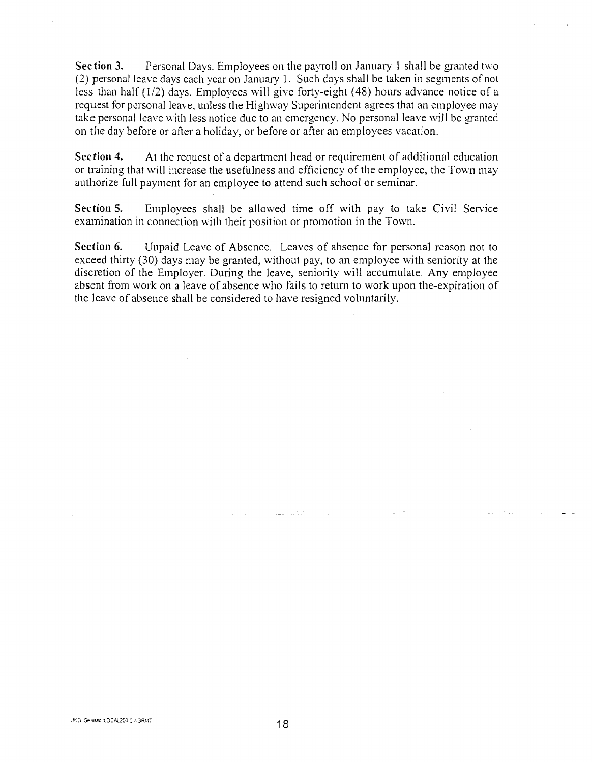**Section 3.** Personal Days. Employees on the payroll on January 1 shall be granted two (2) personal leave days each year on January 1. Such days shall be taken in segments of not less than half (1/2) days. Employees will give forty-eight (48) hours advance notice of a request for personal leave, unless the Highway Superintendent agrees that an employee may take personal leave with less notice due to an emergency. No personal leave will be granted on the day before or after a holiday, or before or after an employees vacation.

**Section 4.** At the request of a department head or requirement of additional education or training that will increase the usefulness and efficiency of the employee, the Town may authorize full payment for an employee to attend such school or seminar.

**Section 5.** Employees shall be allowed time off with pay to take Civil Service examination in connection with their position or promotion in the Town.

**Section 6.** Unpaid Leave of Absence. Leaves of absence for personal reason not to exceed thirty (30) days may be granted, without pay, to an employee with seniority at the discretion of the Employer. During the leave, seniority will accumulate. Any employee absent from work on a leave of absence who fails to return to work upon the-expiration of the leave of absence shall be considered to have resigned voluntarily.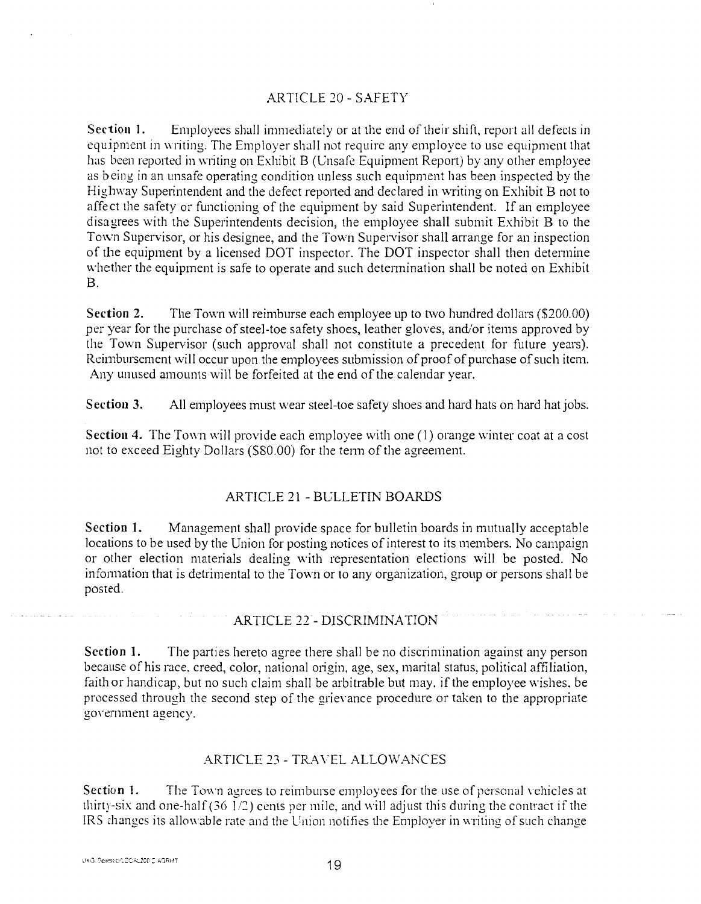## ARTICLE 20 - SAFETY

**Section 1.** Employees shall immediately or at the end of their shift, report all defects in equipment in writing. The Employer shall not require any employee to use equipment that has been reported in writing on Exhibit B (Unsafe Equipment Report) by any other employee as being in an unsafe operating condition unless such equipment has been inspected by the Highway Superintendent and the defect reported and declared in writing on Exhibit B not to affect the safety or functioning of the equipment by said Superintendent. If an employee disagrees with the Superintendents decision, the employee shall submit Exhibit B to the Town Supervisor, or his designee, and the Town Supervisor shall arrange for an inspection of the equipment by a licensed DOT inspector. The DOT inspector shall then determine whether the equipment is safe to operate and such determination shall be noted on Exhibit B.

**Section 2.** The Town will reimburse each employee up to two hundred dollars ($200.00) per year for the purchase of steel-toe safety shoes, leather gloves, and/or items approved by the Town Supervisor (such approval shall not constitute a precedent for future years). Reimbursement will occur upon the employees submission of proof of purchase of such item. Any unused amounts will be forfeited at the end of the calendar year.

**Section 3.** All employees must wear steel-toe safety shoes and hard hats on hard hat jobs.

**Section 4.** The Town will provide each employee with one (1) orange winter coat at a cost not to exceed Eighty Dollars ($80.00) for the term of the agreement.

## ARTICLE 21 - BULLETIN BOARDS

**Section 1.** Management shall provide space for bulletin boards in mutually acceptable locations to be used by the Union for posting notices of interest to its members. No campaign or other election materials dealing with representation elections will be posted. No information that is detrimental to the Town or to any organization, group or persons shall be posted.

## ARTICLE 22 - DISCRIMINATION

**Section 1.** The parties hereto agree there shall be no discrimination against any person because of his race, creed, color, national origin, age, sex, marital status, political affiliation, faith or handicap, but no such claim shall be arbitrable but may, if the employee wishes, be processed through the second step of the grievance procedure or taken to the appropriate government agency.

## ARTICLE 23 - TRAVEL ALLOWANCES

**Section 1.** The Town agrees to reimburse employees for the use of personal vehicles at thirty-six and one-half (36 1/2) cents per mile, and will adjust this during the contract if the IRS changes its allowable rate and the Union notifies the Employer in writing of such change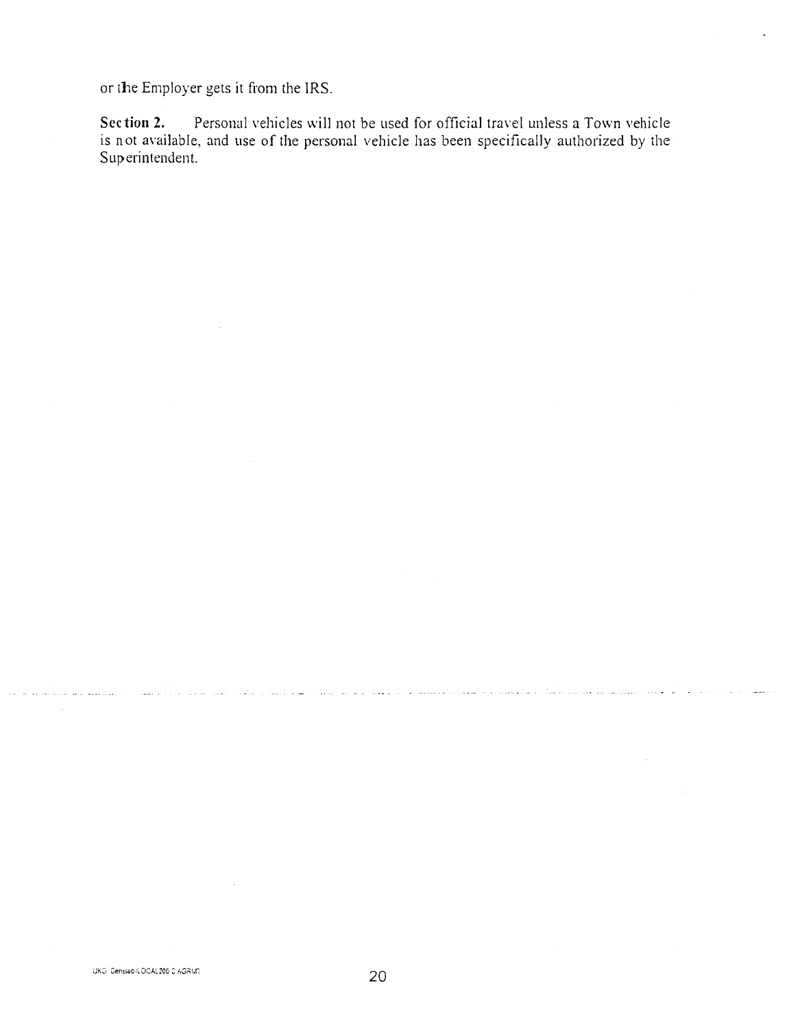or the Employer gets it from the IRS.

**Section 2.** Personal vehicles will not be used for official travel unless a Town vehicle is not available, and use of the personal vehicle has been specifically authorized by the Superintendent.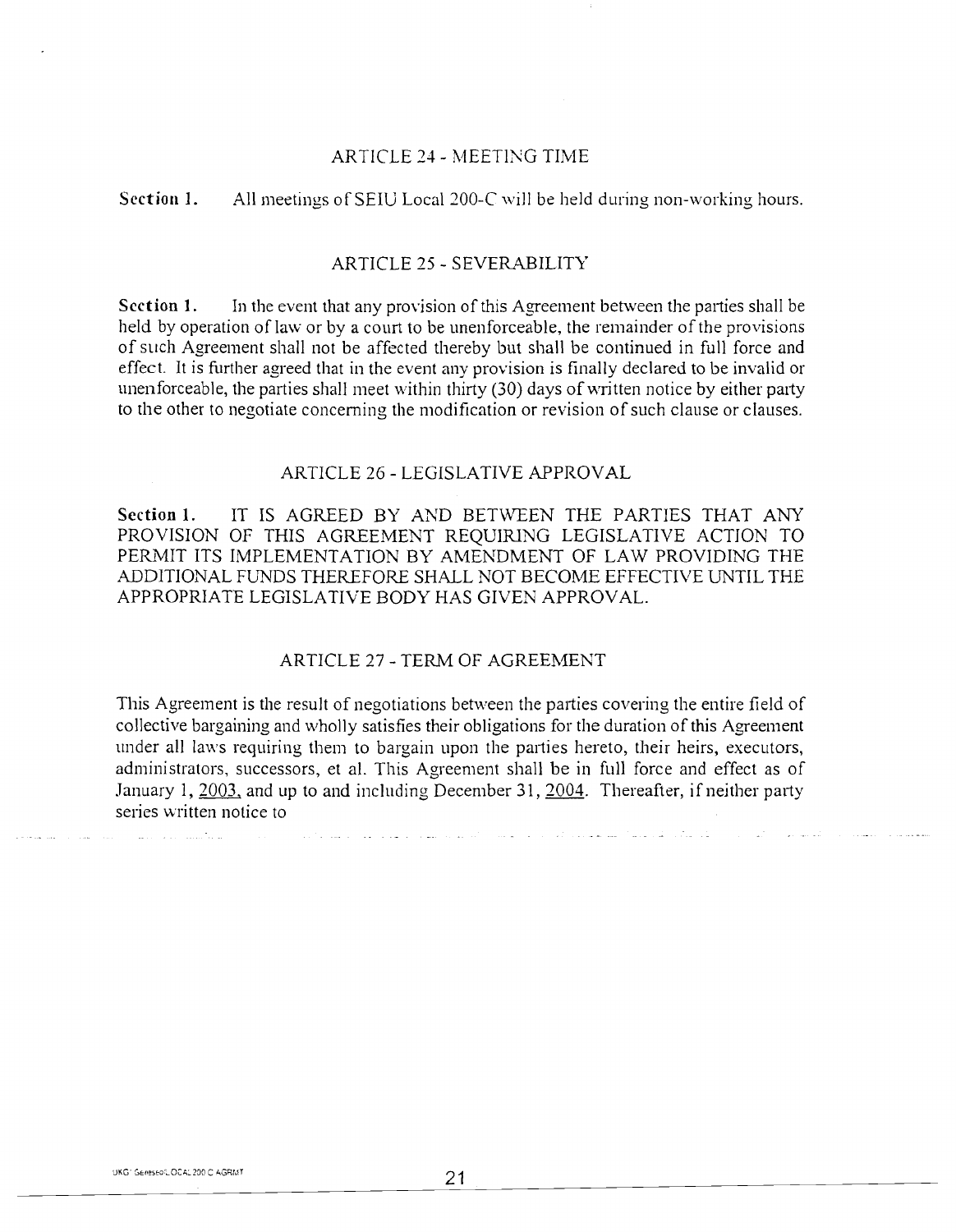## ARTICLE 24 - MEETING TIME

**Section 1.** All meetings of SEIU Local 200-C will be held during non-working hours.

## ARTICLE 25 - SEVERABILITY

**Section 1.** In the event that any provision of this Agreement between the parties shall be held by operation of law or by a court to be unenforceable, the remainder of the provisions of such Agreement shall not be affected thereby but shall be continued in full force and effect. It is further agreed that in the event any provision is finally declared to be invalid or unenforceable, the parties shall meet within thirty (30) days of written notice by either party to the other to negotiate concerning the modification or revision of such clause or clauses.

## ARTICLE 26 - LEGISLATIVE APPROVAL

**Section 1.** IT IS AGREED BY AND BETWEEN THE PARTIES THAT ANY PROVISION OF THIS AGREEMENT REQUIRING LEGISLATIVE ACTION TO PERMIT ITS IMPLEMENTATION BY AMENDMENT OF LAW PROVIDING THE ADDITIONAL FUNDS THEREFORE SHALL NOT BECOME EFFECTIVE UNTIL THE APPROPRIATE LEGISLATIVE BODY HAS GIVEN APPROVAL.

## ARTICLE 27 - TERM OF AGREEMENT

This Agreement is the result of negotiations between the parties covering the entire field of collective bargaining and wholly satisfies their obligations for the duration of this Agreement under all laws requiring them to bargain upon the parties hereto, their heirs, executors, administrators, successors, et al. This Agreement shall be in full force and effect as of January 1, 2003, and up to and including December 31, 2004. Thereafter, if neither party series written notice to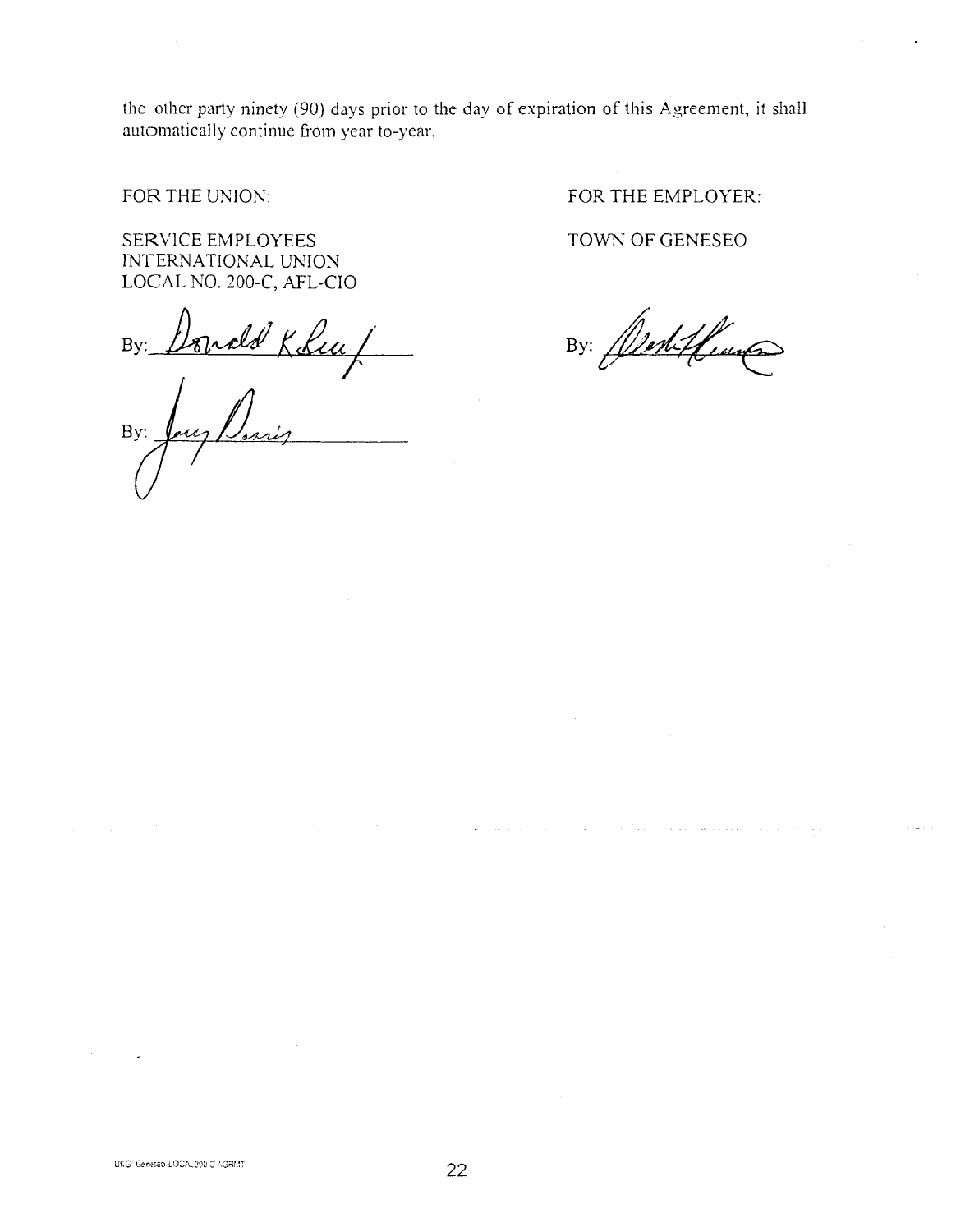the other party ninety (90) days prior to the day of expiration of this Agreement, it shall automatically continue from year to-year.

FOR THE UNION:

SERVICE EMPLOYEES
INTERNATIONAL UNION
LOCAL NO. 200-C, AFL-CIO

By: ____________________

By: ____________________

FOR THE EMPLOYER:

TOWN OF GENESEO

By: ____________________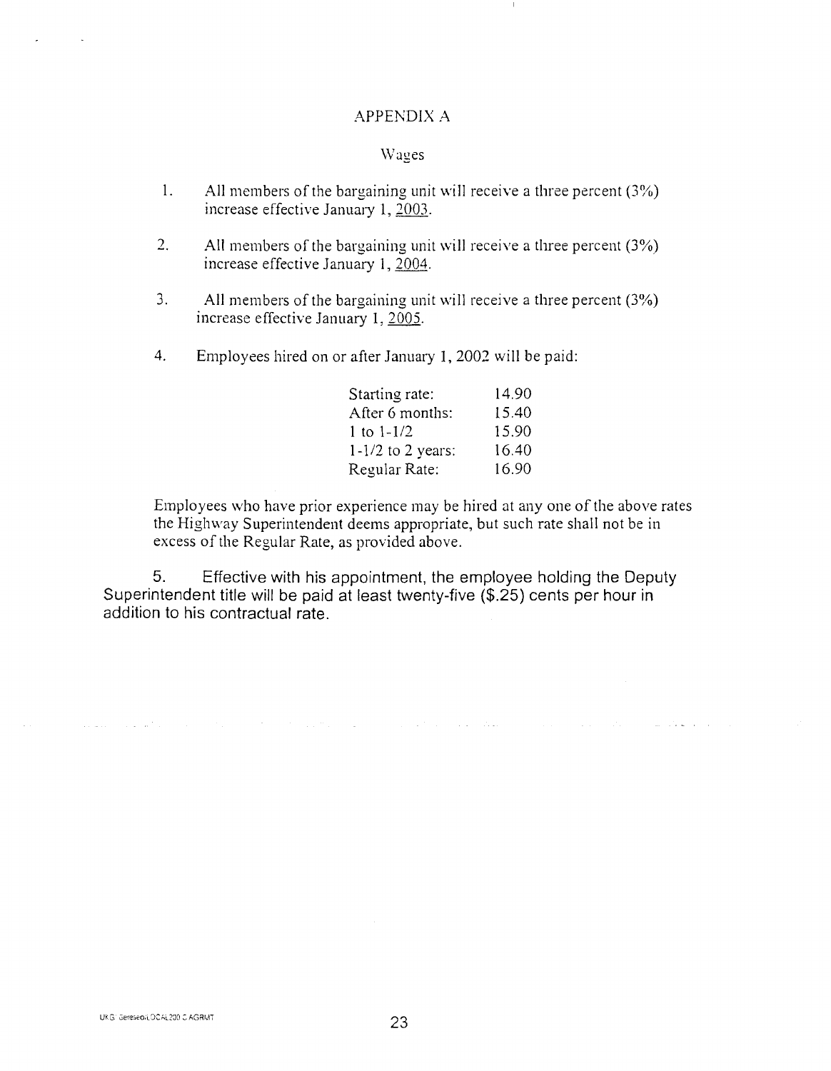# APPENDIX A

## Wages

1. All members of the bargaining unit will receive a three percent (3%) increase effective January 1, 2003.

2. All members of the bargaining unit will receive a three percent (3%) increase effective January 1, 2004.

3. All members of the bargaining unit will receive a three percent (3%) increase effective January 1, 2005.

4. Employees hired on or after January 1, 2002 will be paid:

| | |
|---|---|
| Starting rate: | 14.90 |
| After 6 months: | 15.40 |
| 1 to 1-1/2 | 15.90 |
| 1-1/2 to 2 years: | 16.40 |
| Regular Rate: | 16.90 |

Employees who have prior experience may be hired at any one of the above rates the Highway Superintendent deems appropriate, but such rate shall not be in excess of the Regular Rate, as provided above.

5. Effective with his appointment, the employee holding the Deputy Superintendent title will be paid at least twenty-five ($.25) cents per hour in addition to his contractual rate.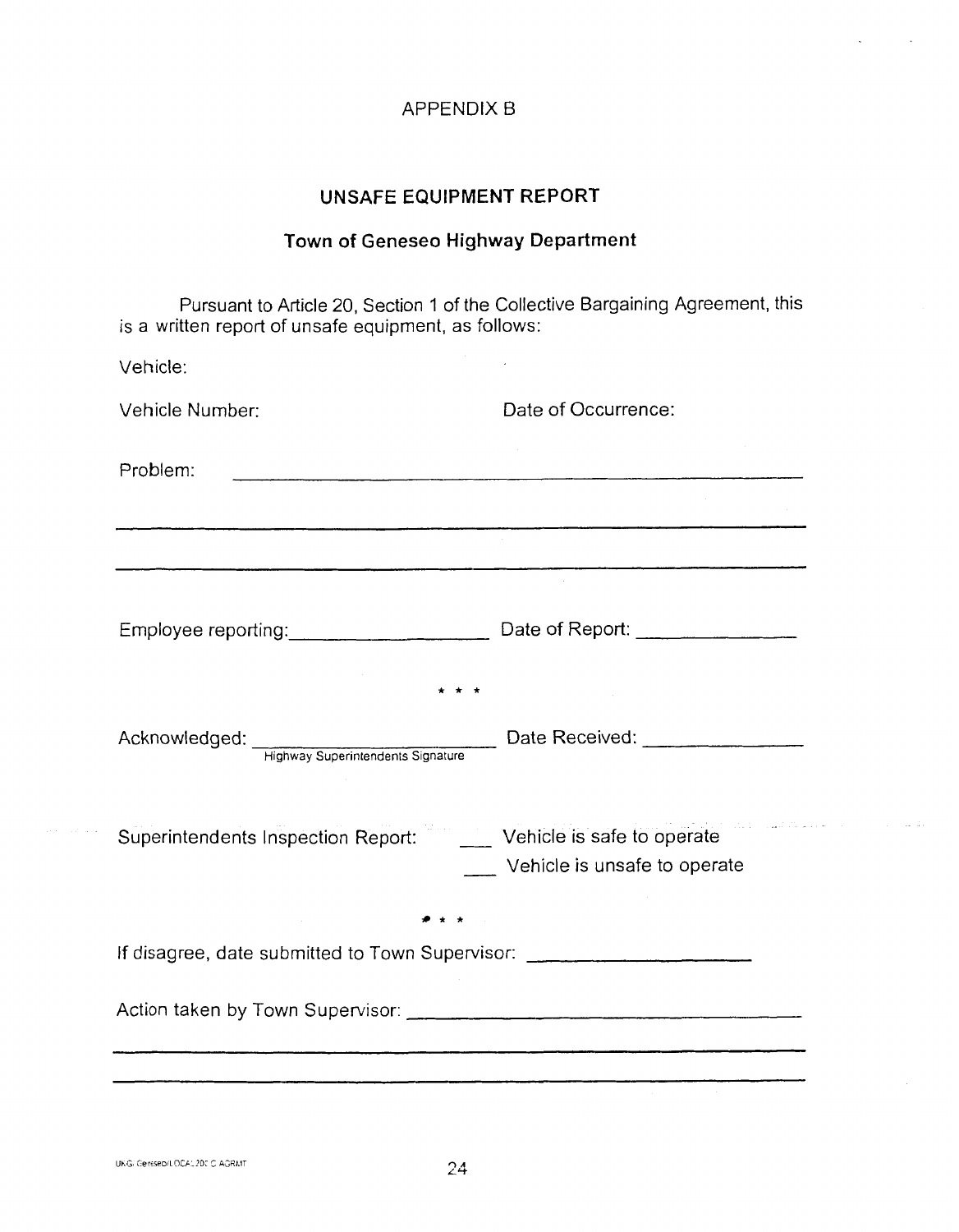APPENDIX B

## UNSAFE EQUIPMENT REPORT

### Town of Geneseo Highway Department

Pursuant to Article 20, Section 1 of the Collective Bargaining Agreement, this is a written report of unsafe equipment, as follows:

Vehicle:

Vehicle Number: Date of Occurrence:

Problem: ______________________________________________

______________________________________________

______________________________________________

Employee reporting: ____________________ Date of Report: ________________

\* \* \*

Acknowledged: ________________________ Date Received: ________________
Highway Superintendents Signature

Superintendents Inspection Report: ___ Vehicle is safe to operate
___ Vehicle is unsafe to operate

\* \* \*

If disagree, date submitted to Town Supervisor: ______________________

Action taken by Town Supervisor: ______________________________________

______________________________________________

______________________________________________

UKG:Geneseo/LOCAL20C AGRMT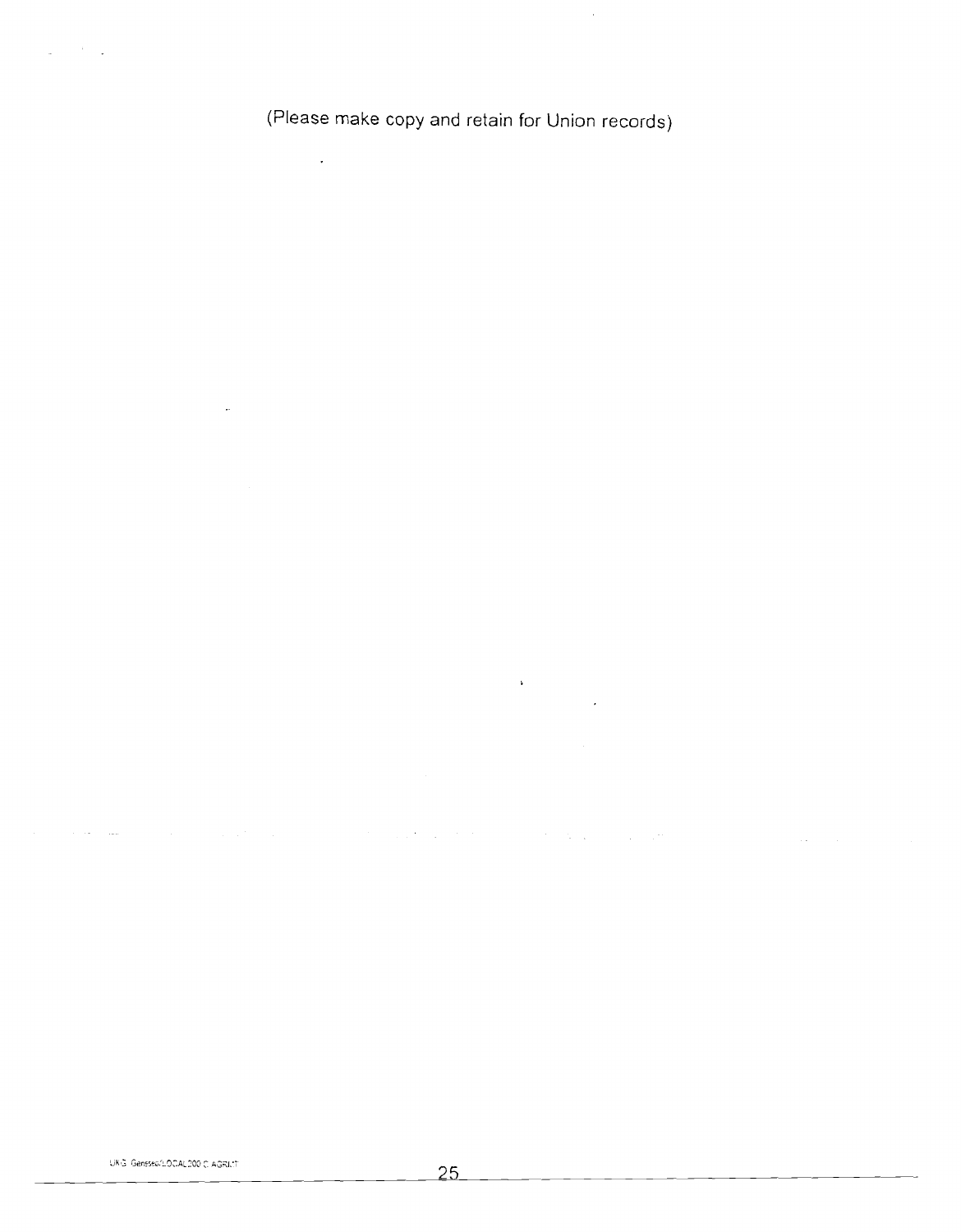(Please make copy and retain for Union records)